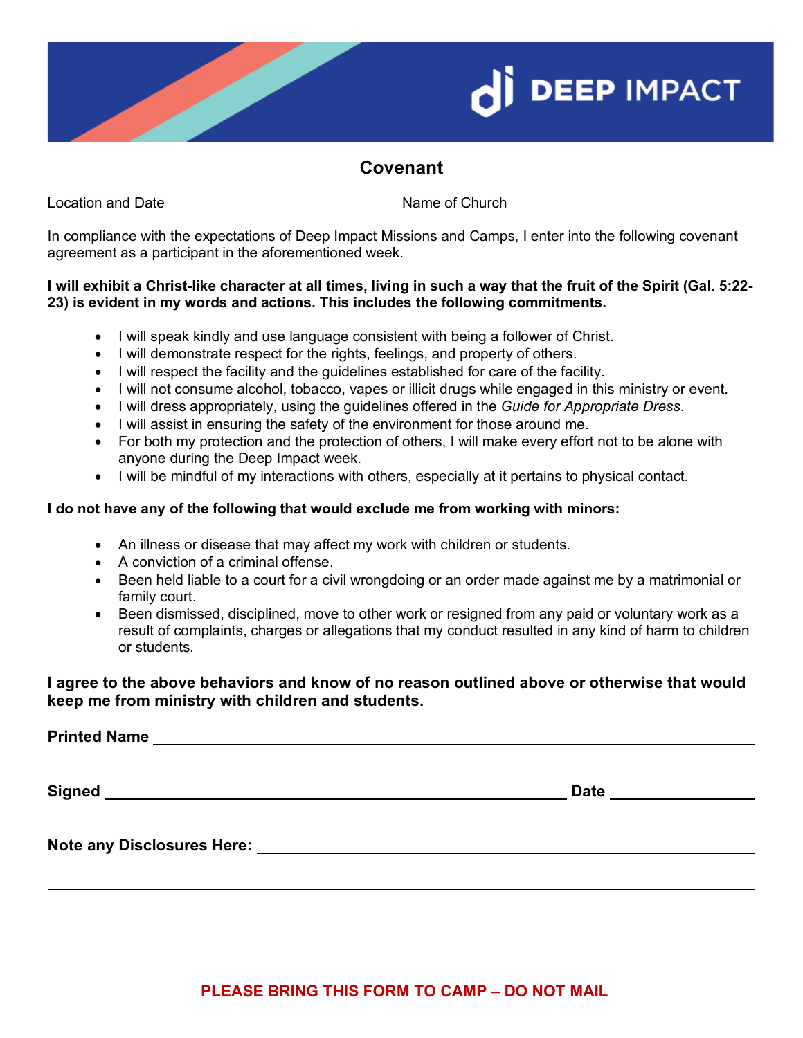DEEP IMPACT

# Covenant

Location and Date\_\_\_\_\_\_\_\_\_\_\_\_\_\_\_\_\_\_\_\_\_\_\_\_\_\_ Name of Church\_\_\_\_\_\_\_\_\_\_\_\_\_\_\_\_\_\_\_\_\_\_\_\_\_\_\_\_\_\_

In compliance with the expectations of Deep Impact Missions and Camps, I enter into the following covenant agreement as a participant in the aforementioned week.

**I will exhibit a Christ-like character at all times, living in such a way that the fruit of the Spirit (Gal. 5:22-23) is evident in my words and actions. This includes the following commitments.**

- I will speak kindly and use language consistent with being a follower of Christ.
- I will demonstrate respect for the rights, feelings, and property of others.
- I will respect the facility and the guidelines established for care of the facility.
- I will not consume alcohol, tobacco, vapes or illicit drugs while engaged in this ministry or event.
- I will dress appropriately, using the guidelines offered in the *Guide for Appropriate Dress*.
- I will assist in ensuring the safety of the environment for those around me.
- For both my protection and the protection of others, I will make every effort not to be alone with anyone during the Deep Impact week.
- I will be mindful of my interactions with others, especially at it pertains to physical contact.

**I do not have any of the following that would exclude me from working with minors:**

- An illness or disease that may affect my work with children or students.
- A conviction of a criminal offense.
- Been held liable to a court for a civil wrongdoing or an order made against me by a matrimonial or family court.
- Been dismissed, disciplined, move to other work or resigned from any paid or voluntary work as a result of complaints, charges or allegations that my conduct resulted in any kind of harm to children or students.

**I agree to the above behaviors and know of no reason outlined above or otherwise that would keep me from ministry with children and students.**

**Printed Name** \_\_\_\_\_\_\_\_\_\_\_\_\_\_\_\_\_\_\_\_\_\_\_\_\_\_\_\_\_\_\_\_\_\_\_\_\_\_\_\_\_\_\_\_\_\_\_\_

**Signed** \_\_\_\_\_\_\_\_\_\_\_\_\_\_\_\_\_\_\_\_\_\_\_\_\_\_\_\_\_\_\_\_\_\_\_\_\_\_ **Date** \_\_\_\_\_\_\_\_\_\_\_\_

**Note any Disclosures Here:** \_\_\_\_\_\_\_\_\_\_\_\_\_\_\_\_\_\_\_\_\_\_\_\_\_\_\_\_\_\_\_\_\_\_\_\_\_\_\_\_

\_\_\_\_\_\_\_\_\_\_\_\_\_\_\_\_\_\_\_\_\_\_\_\_\_\_\_\_\_\_\_\_\_\_\_\_\_\_\_\_\_\_\_\_\_\_\_\_\_\_\_\_\_\_\_\_\_\_\_\_\_\_

**PLEASE BRING THIS FORM TO CAMP – DO NOT MAIL**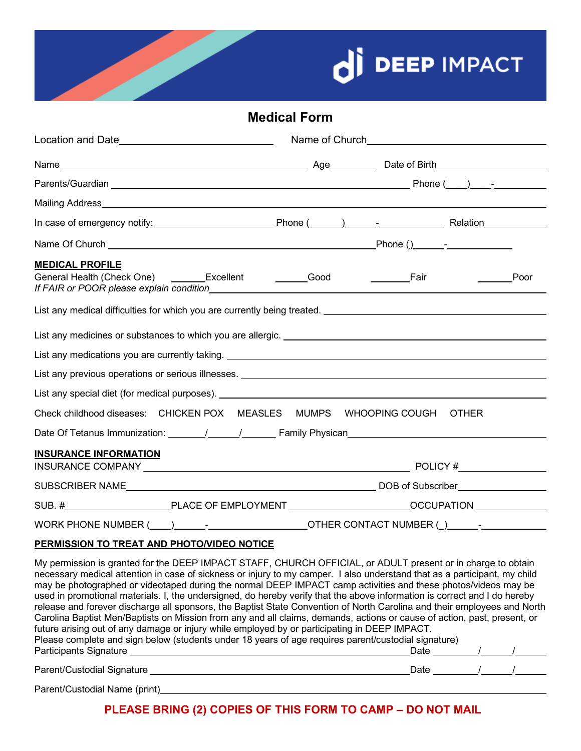DEEP IMPACT

# Medical Form

Location and Date\_\_\_\_\_\_\_\_\_\_\_\_\_\_\_\_\_\_\_\_\_\_\_\_\_\_\_\_ Name of Church\_\_\_\_\_\_\_\_\_\_\_\_\_\_\_\_\_\_\_\_\_\_\_\_\_\_\_\_\_\_

Name \_\_\_\_\_\_\_\_\_\_\_\_\_\_\_\_\_\_\_\_\_\_\_\_\_\_\_\_\_\_\_\_\_\_\_\_\_\_\_\_\_ Age\_\_\_\_\_\_\_\_ Date of Birth\_\_\_\_\_\_\_\_\_\_\_\_\_\_\_\_\_\_\_\_

Parents/Guardian \_\_\_\_\_\_\_\_\_\_\_\_\_\_\_\_\_\_\_\_\_\_\_\_\_\_\_\_\_\_\_\_\_\_\_\_\_\_\_\_\_\_\_\_\_\_\_\_\_\_\_ Phone (\_\_\_\_)\_\_\_\_-\_\_\_\_\_\_\_\_\_\_

Mailing Address\_\_\_\_\_\_\_\_\_\_\_\_\_\_\_\_\_\_\_\_\_\_\_\_\_\_\_\_\_\_\_\_\_\_\_\_\_\_\_\_\_\_\_\_\_\_\_\_\_\_\_\_\_\_\_\_\_\_\_\_\_\_\_\_\_\_\_\_\_\_\_\_\_\_\_\_\_\_

In case of emergency notify: \_\_\_\_\_\_\_\_\_\_\_\_\_\_\_\_\_\_\_\_\_\_ Phone (\_\_\_\_\_\_)\_\_\_\_\_\_-\_\_\_\_\_\_\_\_\_\_\_\_\_ Relation\_\_\_\_\_\_\_\_\_\_\_\_

Name Of Church \_\_\_\_\_\_\_\_\_\_\_\_\_\_\_\_\_\_\_\_\_\_\_\_\_\_\_\_\_\_\_\_\_\_\_\_\_\_\_\_\_\_\_\_\_\_\_\_Phone ()\_\_\_\_\_\_-\_\_\_\_\_\_\_\_\_\_\_\_\_

**MEDICAL PROFILE**

General Health (Check One) \_\_\_\_\_\_Excellent \_\_\_\_\_\_Good \_\_\_\_\_\_\_Fair \_\_\_\_\_\_Poor

*If FAIR or POOR please explain condition*\_\_\_\_\_\_\_\_\_\_\_\_\_\_\_\_\_\_\_\_\_\_\_\_\_\_\_\_\_\_\_\_\_\_\_\_\_\_\_\_\_\_\_\_\_\_\_\_\_\_\_\_\_\_\_\_\_\_\_\_\_\_

List any medical difficulties for which you are currently being treated. \_\_\_\_\_\_\_\_\_\_\_\_\_\_\_\_\_\_\_\_\_\_\_\_\_\_\_\_\_\_\_\_\_\_\_\_\_\_\_\_

List any medicines or substances to which you are allergic. \_\_\_\_\_\_\_\_\_\_\_\_\_\_\_\_\_\_\_\_\_\_\_\_\_\_\_\_\_\_\_\_\_\_\_\_\_\_\_\_\_\_\_\_\_\_\_\_

List any medications you are currently taking. \_\_\_\_\_\_\_\_\_\_\_\_\_\_\_\_\_\_\_\_\_\_\_\_\_\_\_\_\_\_\_\_\_\_\_\_\_\_\_\_\_\_\_\_\_\_\_\_\_\_\_\_\_\_\_\_\_\_\_\_

List any previous operations or serious illnesses. \_\_\_\_\_\_\_\_\_\_\_\_\_\_\_\_\_\_\_\_\_\_\_\_\_\_\_\_\_\_\_\_\_\_\_\_\_\_\_\_\_\_\_\_\_\_\_\_\_\_\_\_\_\_\_\_

List any special diet (for medical purposes). \_\_\_\_\_\_\_\_\_\_\_\_\_\_\_\_\_\_\_\_\_\_\_\_\_\_\_\_\_\_\_\_\_\_\_\_\_\_\_\_\_\_\_\_\_\_\_\_\_\_\_\_\_\_\_\_\_\_\_\_

Check childhood diseases: CHICKEN POX MEASLES MUMPS WHOOPING COUGH OTHER

Date Of Tetanus Immunization: \_\_\_\_\_\_\_/\_\_\_\_\_\_/\_\_\_\_\_\_\_ Family Physican\_\_\_\_\_\_\_\_\_\_\_\_\_\_\_\_\_\_\_\_\_\_\_\_\_\_\_\_\_\_\_\_\_\_\_\_\_\_\_\_\_\_\_\_

**INSURANCE INFORMATION**

INSURANCE COMPANY \_\_\_\_\_\_\_\_\_\_\_\_\_\_\_\_\_\_\_\_\_\_\_\_\_\_\_\_\_\_\_\_\_\_\_\_\_\_\_\_\_\_\_\_\_\_\_\_\_ POLICY #\_\_\_\_\_\_\_\_\_\_\_\_\_\_\_\_\_\_\_

SUBSCRIBER NAME\_\_\_\_\_\_\_\_\_\_\_\_\_\_\_\_\_\_\_\_\_\_\_\_\_\_\_\_\_\_\_\_\_\_\_\_\_\_\_\_\_\_\_\_\_\_\_\_\_ DOB of Subscriber\_\_\_\_\_\_\_\_\_\_\_\_\_\_\_\_\_\_

SUB. #\_\_\_\_\_\_\_\_\_\_\_\_\_\_\_\_\_\_\_\_\_PLACE OF EMPLOYMENT \_\_\_\_\_\_\_\_\_\_\_\_\_\_\_\_\_\_\_\_\_\_\_\_OCCUPATION \_\_\_\_\_\_\_\_\_\_\_\_\_\_\_

WORK PHONE NUMBER (\_\_\_\_)\_\_\_\_\_\_-\_\_\_\_\_\_\_\_\_\_\_\_\_\_\_\_\_\_\_\_OTHER CONTACT NUMBER (\_)\_\_\_\_\_\_-\_\_\_\_\_\_\_\_\_\_\_\_\_

**PERMISSION TO TREAT AND PHOTO/VIDEO NOTICE**

My permission is granted for the DEEP IMPACT STAFF, CHURCH OFFICIAL, or ADULT present or in charge to obtain necessary medical attention in case of sickness or injury to my camper. I also understand that as a participant, my child may be photographed or videotaped during the normal DEEP IMPACT camp activities and these photos/videos may be used in promotional materials. I, the undersigned, do hereby verify that the above information is correct and I do hereby release and forever discharge all sponsors, the Baptist State Convention of North Carolina and their employees and North Carolina Baptist Men/Baptists on Mission from any and all claims, demands, actions or cause of action, past, present, or future arising out of any damage or injury while employed by or participating in DEEP IMPACT.
Please complete and sign below (students under 18 years of age requires parent/custodial signature)

Participants Signature \_\_\_\_\_\_\_\_\_\_\_\_\_\_\_\_\_\_\_\_\_\_\_\_\_\_\_\_\_\_\_\_\_\_\_\_\_\_\_\_\_\_\_\_\_\_\_\_\_\_\_\_\_\_Date \_\_\_\_\_\_\_\_\_/\_\_\_\_\_\_/\_\_\_\_\_\_

Parent/Custodial Signature \_\_\_\_\_\_\_\_\_\_\_\_\_\_\_\_\_\_\_\_\_\_\_\_\_\_\_\_\_\_\_\_\_\_\_\_\_\_\_\_\_\_\_\_\_\_\_\_\_\_Date \_\_\_\_\_\_\_\_\_/\_\_\_\_\_\_/\_\_\_\_\_\_

Parent/Custodial Name (print)\_\_\_\_\_\_\_\_\_\_\_\_\_\_\_\_\_\_\_\_\_\_\_\_\_\_\_\_\_\_\_\_\_\_\_\_\_\_\_\_\_\_\_\_\_\_\_\_\_\_\_\_\_\_\_\_\_\_\_\_\_\_\_\_\_\_\_\_\_

**PLEASE BRING (2) COPIES OF THIS FORM TO CAMP – DO NOT MAIL**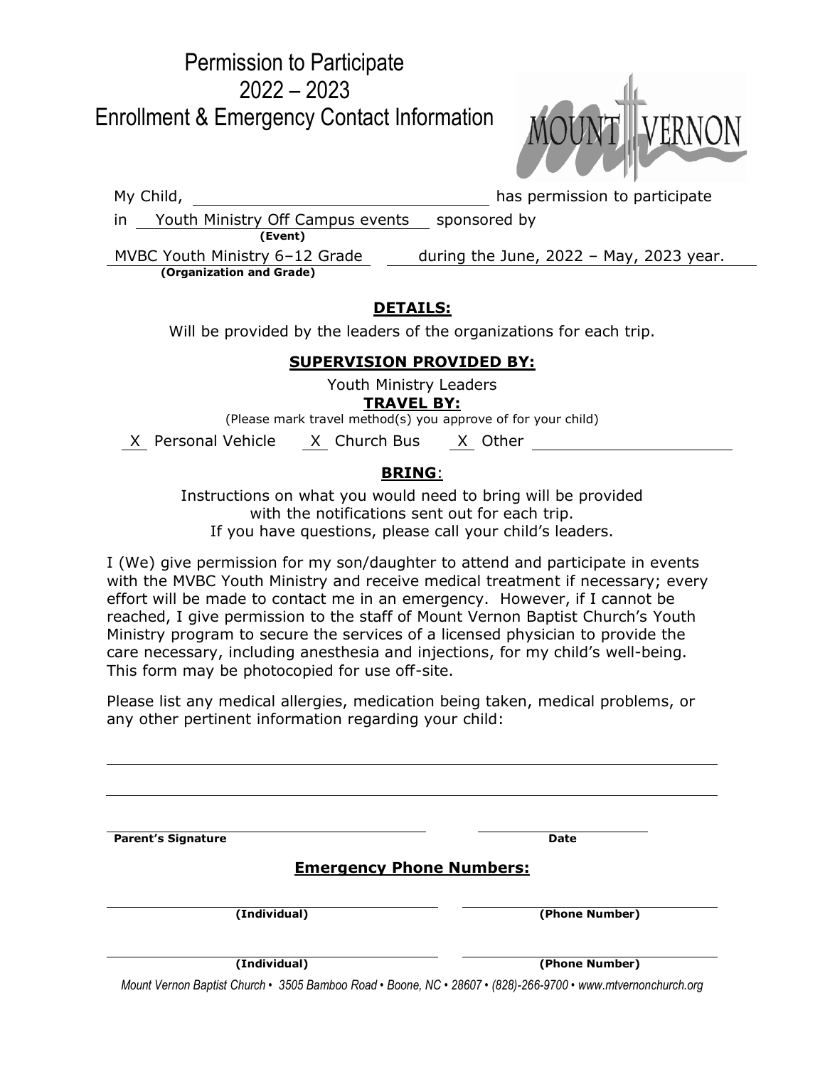# Permission to Participate
# 2022 – 2023
# Enrollment & Emergency Contact Information

My Child, ________________________________ has permission to participate

in Youth Ministry Off Campus events sponsored by
**(Event)**

MVBC Youth Ministry 6–12 Grade during the June, 2022 – May, 2023 year.
**(Organization and Grade)**

## DETAILS:

Will be provided by the leaders of the organizations for each trip.

## SUPERVISION PROVIDED BY:

Youth Ministry Leaders

## TRAVEL BY:

(Please mark travel method(s) you approve of for your child)

X Personal Vehicle X Church Bus X Other ______________________

## BRING:

Instructions on what you would need to bring will be provided with the notifications sent out for each trip.
If you have questions, please call your child's leaders.

I (We) give permission for my son/daughter to attend and participate in events with the MVBC Youth Ministry and receive medical treatment if necessary; every effort will be made to contact me in an emergency. However, if I cannot be reached, I give permission to the staff of Mount Vernon Baptist Church's Youth Ministry program to secure the services of a licensed physician to provide the care necessary, including anesthesia and injections, for my child's well-being. This form may be photocopied for use off-site.

Please list any medical allergies, medication being taken, medical problems, or any other pertinent information regarding your child:

______________________________________________________________________

______________________________________________________________________

______________________________ ______________________
**Parent's Signature** **Date**

## Emergency Phone Numbers:

______________________________ ______________________________
**(Individual)** **(Phone Number)**

______________________________ ______________________________
**(Individual)** **(Phone Number)**

*Mount Vernon Baptist Church • 3505 Bamboo Road • Boone, NC • 28607 • (828)-266-9700 • www.mtvernonchurch.org*